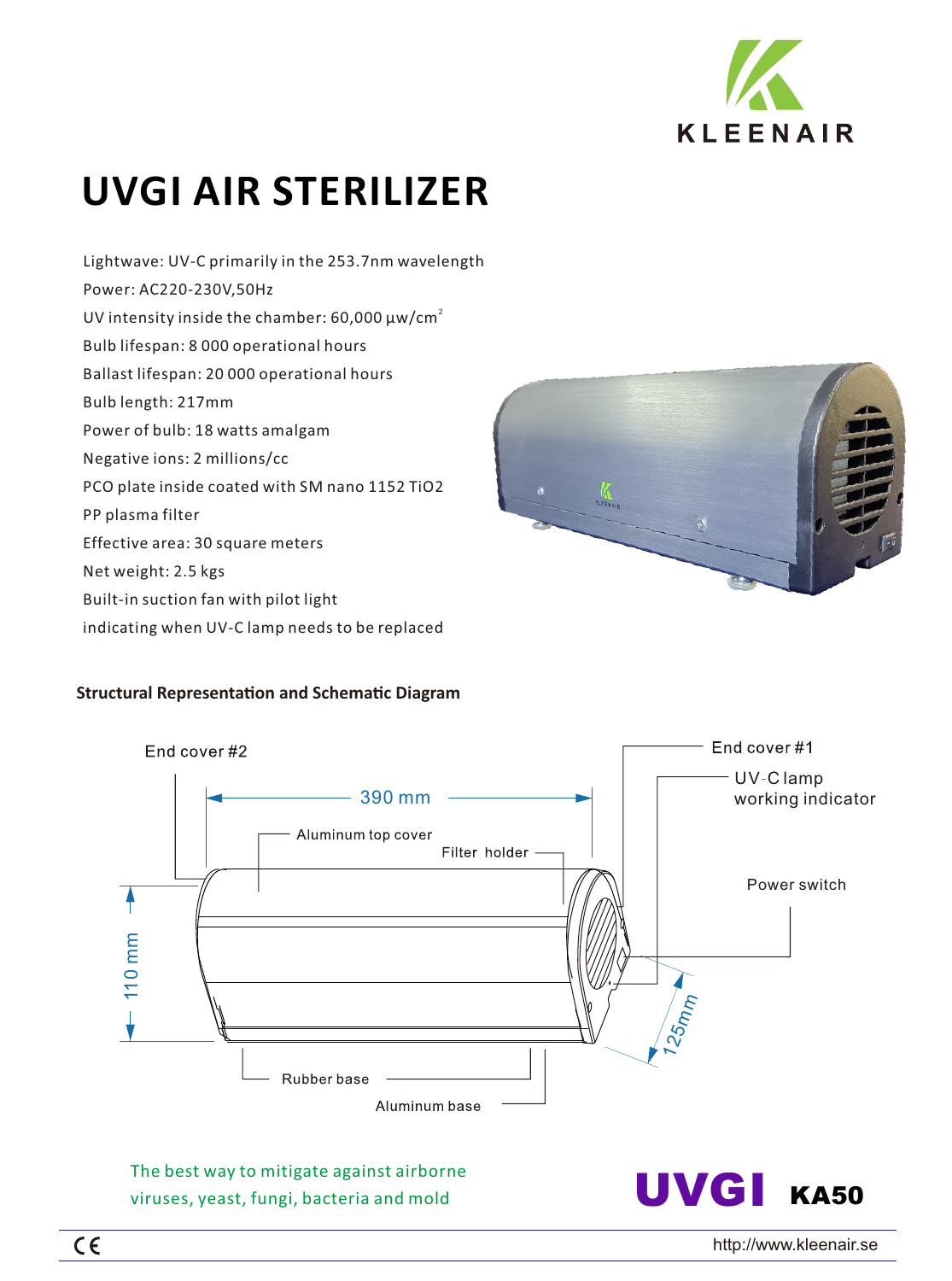KLEENAIR

# UVGI AIR STERILIZER

Lightwave: UV-C primarily in the 253.7nm wavelength
Power: AC220-230V,50Hz
UV intensity inside the chamber: 60,000 µw/cm²
Bulb lifespan: 8 000 operational hours
Ballast lifespan: 20 000 operational hours
Bulb length: 217mm
Power of bulb: 18 watts amalgam
Negative ions: 2 millions/cc
PCO plate inside coated with SM nano 1152 $TiO_2$
PP plasma filter
Effective area: 30 square meters
Net weight: 2.5 kgs
Built-in suction fan with pilot light
indicating when UV-C lamp needs to be replaced

**Structural Representation and Schematic Diagram**

End cover #2
390 mm
Aluminum top cover
Filter holder
End cover #1
UV-C lamp working indicator
Power switch
110 mm
125mm
Rubber base
Aluminum base

The best way to mitigate against airborne viruses, yeast, fungi, bacteria and mold

**UVGI KA50**

CE

http://www.kleenair.se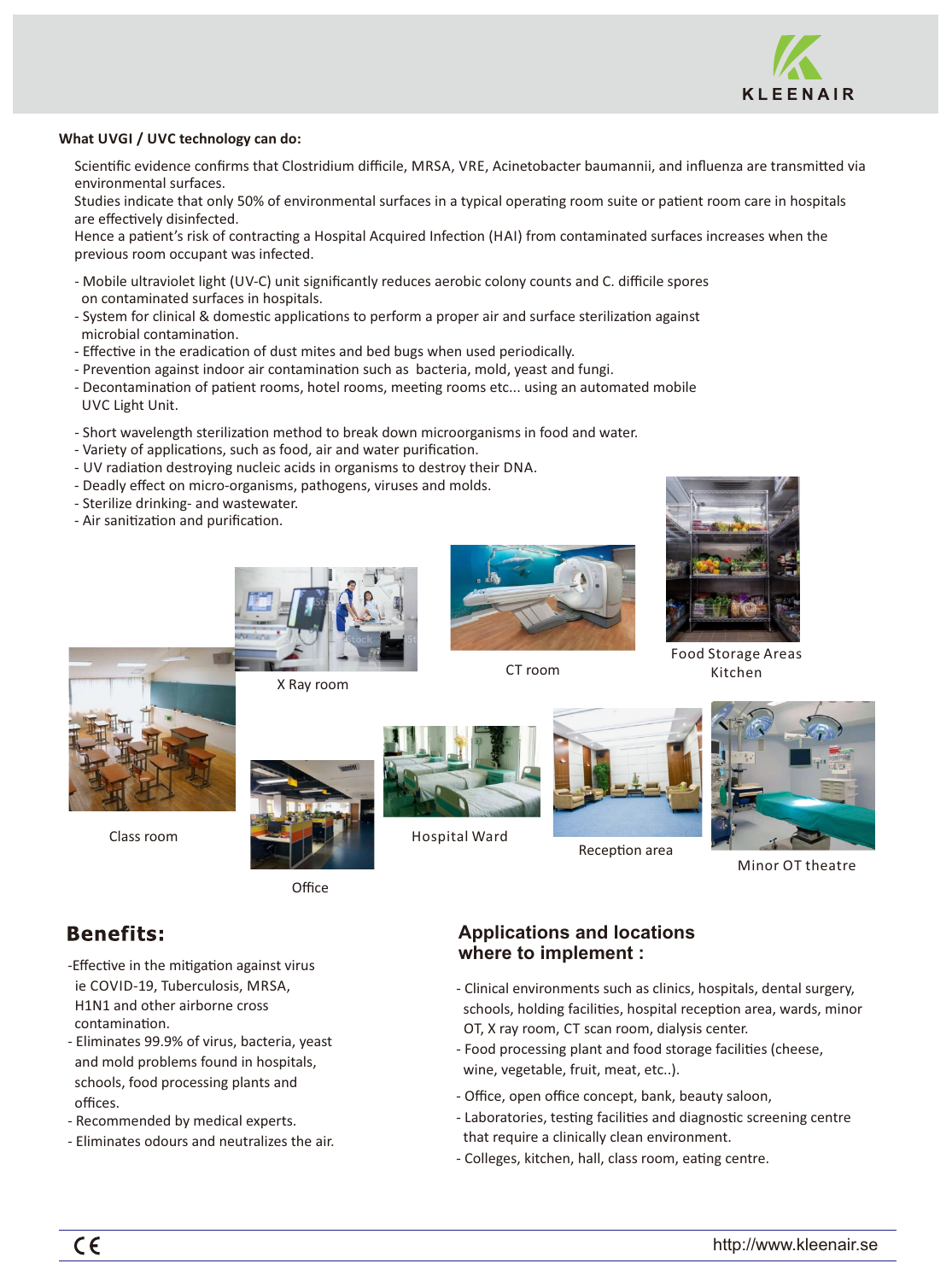### What UVGI / UVC technology can do:

Scientific evidence confirms that Clostridium difficile, MRSA, VRE, Acinetobacter baumannii, and influenza are transmitted via environmental surfaces.
Studies indicate that only 50% of environmental surfaces in a typical operating room suite or patient room care in hospitals are effectively disinfected.
Hence a patient's risk of contracting a Hospital Acquired Infection (HAI) from contaminated surfaces increases when the previous room occupant was infected.

- Mobile ultraviolet light (UV-C) unit significantly reduces aerobic colony counts and C. difficile spores on contaminated surfaces in hospitals.
- System for clinical & domestic applications to perform a proper air and surface sterilization against microbial contamination.
- Effective in the eradication of dust mites and bed bugs when used periodically.
- Prevention against indoor air contamination such as bacteria, mold, yeast and fungi.
- Decontamination of patient rooms, hotel rooms, meeting rooms etc... using an automated mobile UVC Light Unit.

- Short wavelength sterilization method to break down microorganisms in food and water.
- Variety of applications, such as food, air and water purification.
- UV radiation destroying nucleic acids in organisms to destroy their DNA.
- Deadly effect on micro-organisms, pathogens, viruses and molds.
- Sterilize drinking- and wastewater.
- Air sanitization and purification.

X Ray room

CT room

Food Storage Areas Kitchen

Class room

Office

Hospital Ward

Reception area

Minor OT theatre

## Benefits:

- Effective in the mitigation against virus ie COVID-19, Tuberculosis, MRSA, H1N1 and other airborne cross contamination.
- Eliminates 99.9% of virus, bacteria, yeast and mold problems found in hospitals, schools, food processing plants and offices.
- Recommended by medical experts.
- Eliminates odours and neutralizes the air.

## Applications and locations where to implement :

- Clinical environments such as clinics, hospitals, dental surgery, schools, holding facilities, hospital reception area, wards, minor OT, X ray room, CT scan room, dialysis center.
- Food processing plant and food storage facilities (cheese, wine, vegetable, fruit, meat, etc..).
- Office, open office concept, bank, beauty saloon,
- Laboratories, testing facilities and diagnostic screening centre that require a clinically clean environment.
- Colleges, kitchen, hall, class room, eating centre.

CE

http://www.kleenair.se